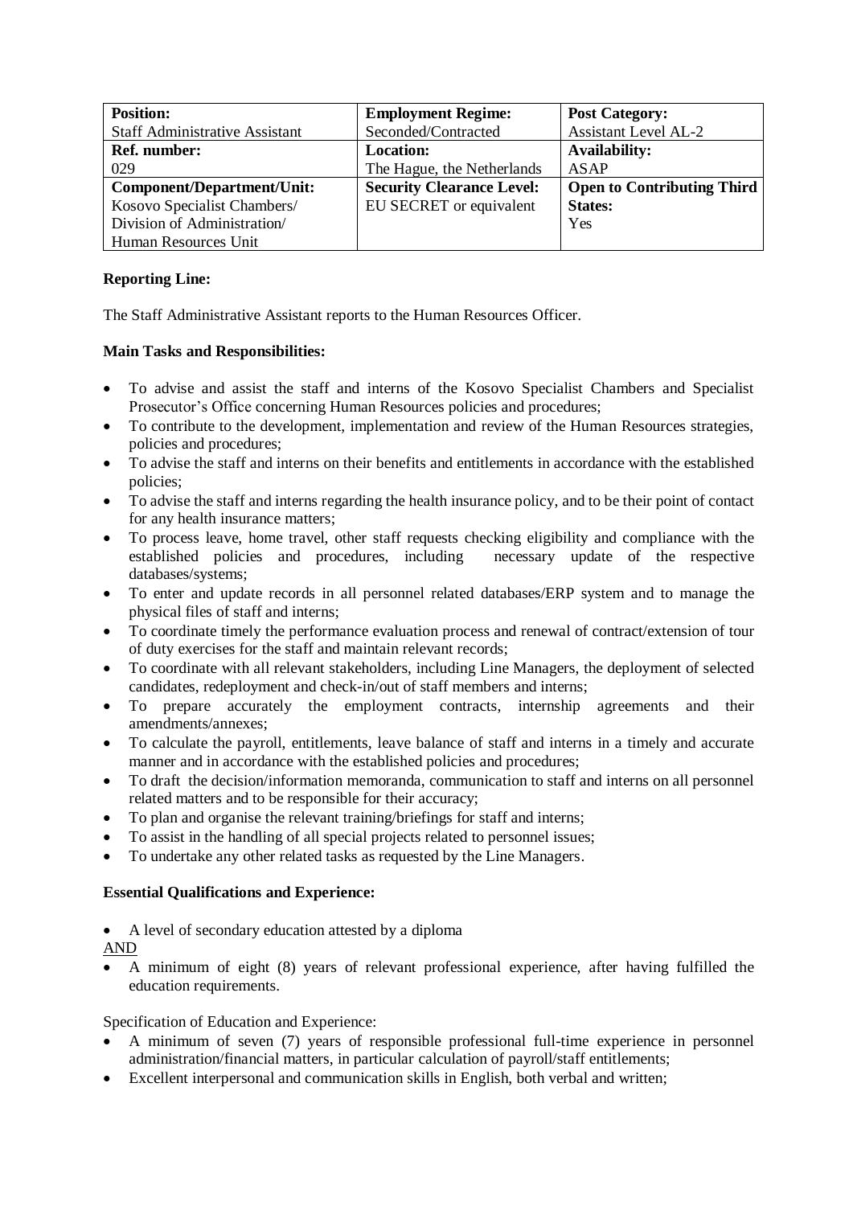| **Position:** | **Employment Regime:** | **Post Category:** |
|---|---|---|
| Staff Administrative Assistant | Seconded/Contracted | Assistant Level AL-2 |
| **Ref. number:** | **Location:** | **Availability:** |
| 029 | The Hague, the Netherlands | ASAP |
| **Component/Department/Unit:** | **Security Clearance Level:** | **Open to Contributing Third States:** |
| Kosovo Specialist Chambers/ Division of Administration/ Human Resources Unit | EU SECRET or equivalent | Yes |

**Reporting Line:**

The Staff Administrative Assistant reports to the Human Resources Officer.

**Main Tasks and Responsibilities:**

- To advise and assist the staff and interns of the Kosovo Specialist Chambers and Specialist Prosecutor's Office concerning Human Resources policies and procedures;
- To contribute to the development, implementation and review of the Human Resources strategies, policies and procedures;
- To advise the staff and interns on their benefits and entitlements in accordance with the established policies;
- To advise the staff and interns regarding the health insurance policy, and to be their point of contact for any health insurance matters;
- To process leave, home travel, other staff requests checking eligibility and compliance with the established policies and procedures, including necessary update of the respective databases/systems;
- To enter and update records in all personnel related databases/ERP system and to manage the physical files of staff and interns;
- To coordinate timely the performance evaluation process and renewal of contract/extension of tour of duty exercises for the staff and maintain relevant records;
- To coordinate with all relevant stakeholders, including Line Managers, the deployment of selected candidates, redeployment and check-in/out of staff members and interns;
- To prepare accurately the employment contracts, internship agreements and their amendments/annexes;
- To calculate the payroll, entitlements, leave balance of staff and interns in a timely and accurate manner and in accordance with the established policies and procedures;
- To draft the decision/information memoranda, communication to staff and interns on all personnel related matters and to be responsible for their accuracy;
- To plan and organise the relevant training/briefings for staff and interns;
- To assist in the handling of all special projects related to personnel issues;
- To undertake any other related tasks as requested by the Line Managers.

**Essential Qualifications and Experience:**

- A level of secondary education attested by a diploma

AND

- A minimum of eight (8) years of relevant professional experience, after having fulfilled the education requirements.

Specification of Education and Experience:

- A minimum of seven (7) years of responsible professional full-time experience in personnel administration/financial matters, in particular calculation of payroll/staff entitlements;
- Excellent interpersonal and communication skills in English, both verbal and written;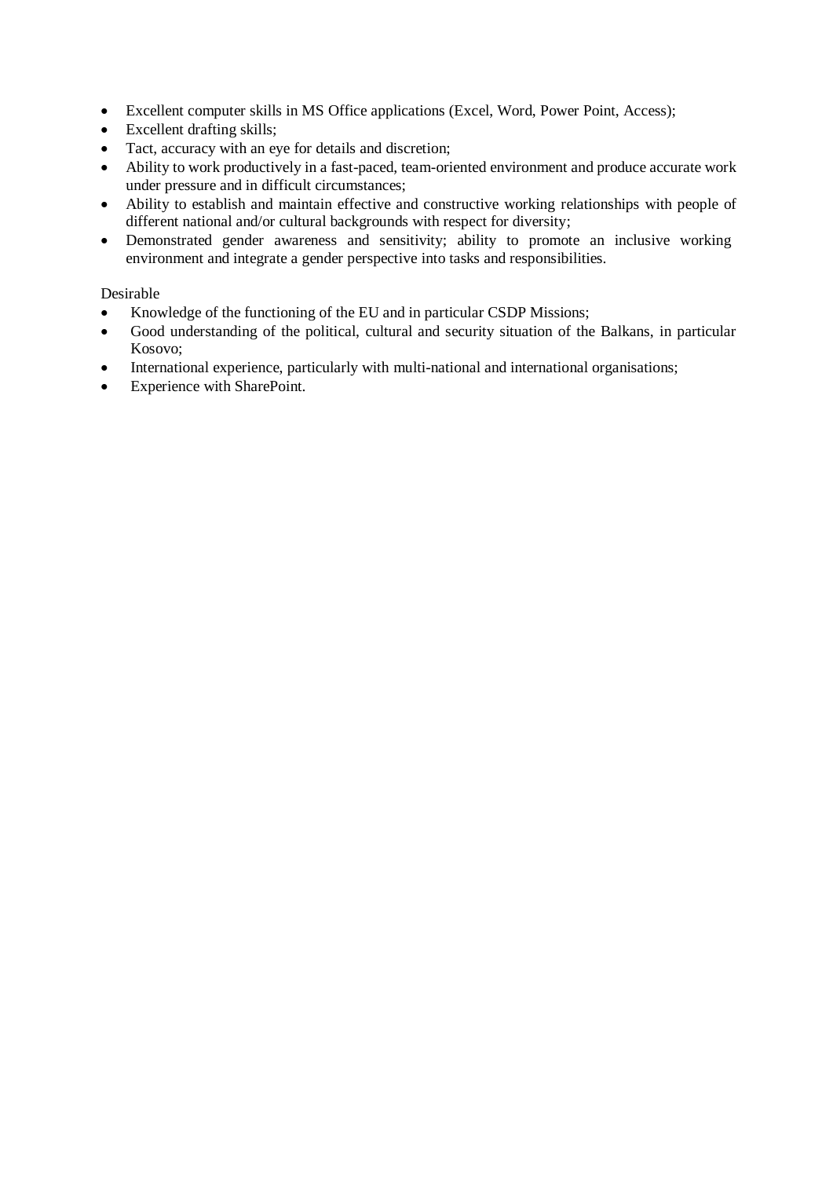- Excellent computer skills in MS Office applications (Excel, Word, Power Point, Access);
- Excellent drafting skills;
- Tact, accuracy with an eye for details and discretion;
- Ability to work productively in a fast-paced, team-oriented environment and produce accurate work under pressure and in difficult circumstances;
- Ability to establish and maintain effective and constructive working relationships with people of different national and/or cultural backgrounds with respect for diversity;
- Demonstrated gender awareness and sensitivity; ability to promote an inclusive working environment and integrate a gender perspective into tasks and responsibilities.

Desirable

- Knowledge of the functioning of the EU and in particular CSDP Missions;
- Good understanding of the political, cultural and security situation of the Balkans, in particular Kosovo;
- International experience, particularly with multi-national and international organisations;
- Experience with SharePoint.